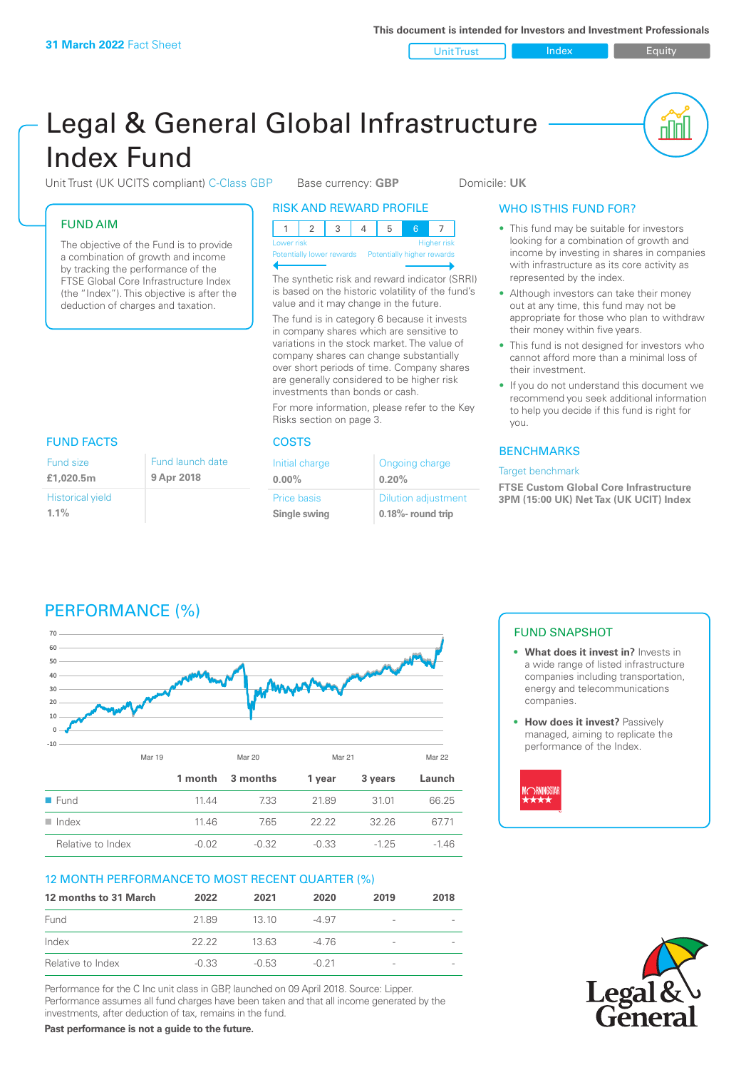**31 March 2022** Fact Sheet

This document is intended for Investors and Investment Professionals

Unit Trust | Index | Equity

# Legal & General Global Infrastructure Index Fund

Unit Trust (UK UCITS compliant) C-Class GBP    Base currency: **GBP**    Domicile: **UK**

## FUND AIM

The objective of the Fund is to provide a combination of growth and income by tracking the performance of the FTSE Global Core Infrastructure Index (the "Index"). This objective is after the deduction of charges and taxation.

## RISK AND REWARD PROFILE

| 1 | 2 | 3 | 4 | 5 | 6 | 7 |
|---|---|---|---|---|---|---|

Lower risk — Higher risk
Potentially lower rewards — Potentially higher rewards

The synthetic risk and reward indicator (SRRI) is based on the historic volatility of the fund's value and it may change in the future.

The fund is in category 6 because it invests in company shares which are sensitive to variations in the stock market. The value of company shares can change substantially over short periods of time. Company shares are generally considered to be higher risk investments than bonds or cash.

For more information, please refer to the Key Risks section on page 3.

## WHO IS THIS FUND FOR?

- This fund may be suitable for investors looking for a combination of growth and income by investing in shares in companies with infrastructure as its core activity as represented by the index.
- Although investors can take their money out at any time, this fund may not be appropriate for those who plan to withdraw their money within five years.
- This fund is not designed for investors who cannot afford more than a minimal loss of their investment.
- If you do not understand this document we recommend you seek additional information to help you decide if this fund is right for you.

## FUND FACTS

| Fund size | Fund launch date |
|---|---|
| **£1,020.5m** | **9 Apr 2018** |
| Historical yield | |
| **1.1%** | |

## COSTS

| Initial charge | Ongoing charge |
|---|---|
| **0.00%** | **0.20%** |
| Price basis | Dilution adjustment |
| **Single swing** | **0.18%- round trip** |

## BENCHMARKS

Target benchmark

**FTSE Custom Global Core Infrastructure 3PM (15:00 UK) Net Tax (UK UCIT) Index**

## PERFORMANCE (%)

| | 1 month | 3 months | 1 year | 3 years | Launch |
|---|---|---|---|---|---|
| Fund | 11.44 | 7.33 | 21.89 | 31.01 | 66.25 |
| Index | 11.46 | 7.65 | 22.22 | 32.26 | 67.71 |
| Relative to Index | -0.02 | -0.32 | -0.33 | -1.25 | -1.46 |

## FUND SNAPSHOT

- **What does it invest in?** Invests in a wide range of listed infrastructure companies including transportation, energy and telecommunications companies.
- **How does it invest?** Passively managed, aiming to replicate the performance of the Index.

## 12 MONTH PERFORMANCE TO MOST RECENT QUARTER (%)

| 12 months to 31 March | 2022 | 2021 | 2020 | 2019 | 2018 |
|---|---|---|---|---|---|
| Fund | 21.89 | 13.10 | -4.97 | - | - |
| Index | 22.22 | 13.63 | -4.76 | - | - |
| Relative to Index | -0.33 | -0.53 | -0.21 | - | - |

Performance for the C Inc unit class in GBP, launched on 09 April 2018. Source: Lipper. Performance assumes all fund charges have been taken and that all income generated by the investments, after deduction of tax, remains in the fund.

**Past performance is not a guide to the future.**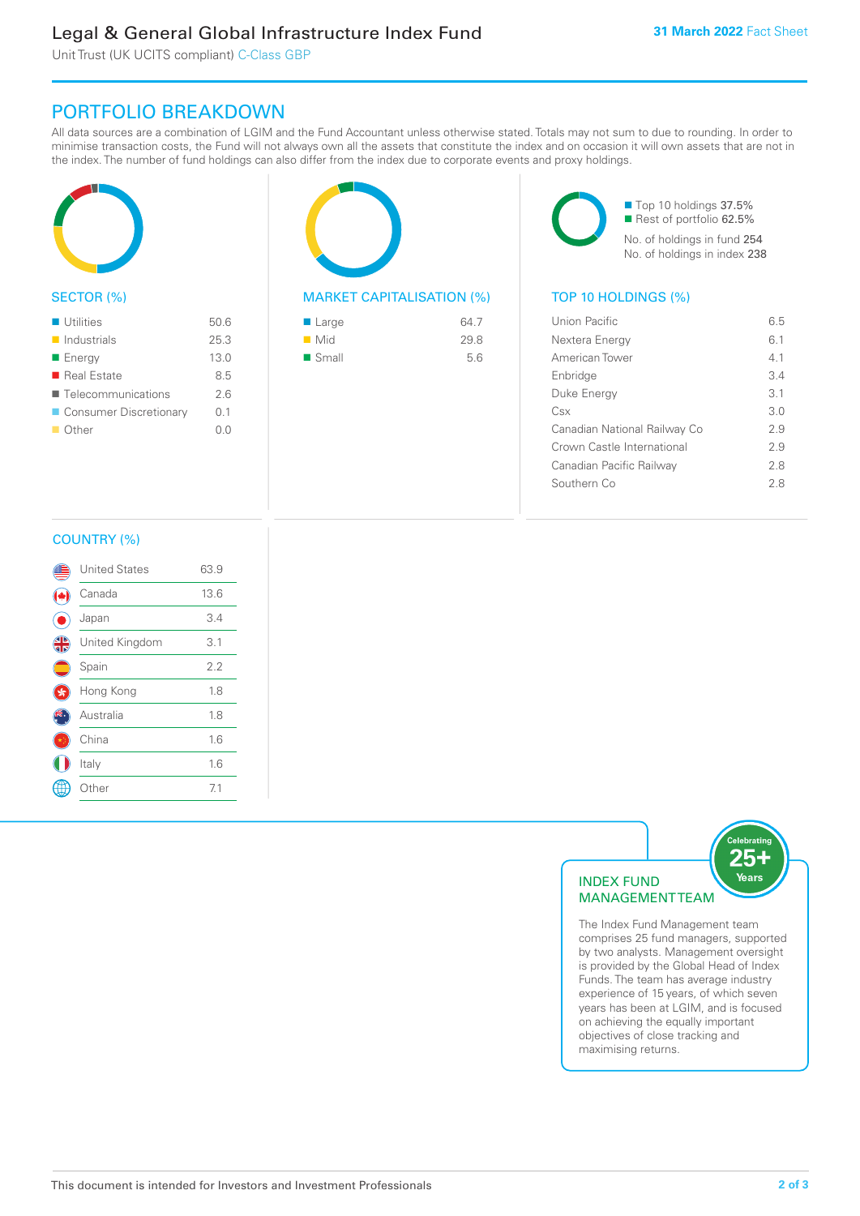# Legal & General Global Infrastructure Index Fund

Unit Trust (UK UCITS compliant) C-Class GBP

**31 March 2022** Fact Sheet

## PORTFOLIO BREAKDOWN

All data sources are a combination of LGIM and the Fund Accountant unless otherwise stated. Totals may not sum to due to rounding. In order to minimise transaction costs, the Fund will not always own all the assets that constitute the index and on occasion it will own assets that are not in the index. The number of fund holdings can also differ from the index due to corporate events and proxy holdings.

### SECTOR (%)

| Sector | % |
|---|---|
| Utilities | 50.6 |
| Industrials | 25.3 |
| Energy | 13.0 |
| Real Estate | 8.5 |
| Telecommunications | 2.6 |
| Consumer Discretionary | 0.1 |
| Other | 0.0 |

### MARKET CAPITALISATION (%)

| Market capitalisation | % |
|---|---|
| Large | 64.7 |
| Mid | 29.8 |
| Small | 5.6 |

- Top 10 holdings 37.5%
- Rest of portfolio 62.5%

No. of holdings in fund 254
No. of holdings in index 238

### TOP 10 HOLDINGS (%)

| Holding | % |
|---|---|
| Union Pacific | 6.5 |
| Nextera Energy | 6.1 |
| American Tower | 4.1 |
| Enbridge | 3.4 |
| Duke Energy | 3.1 |
| Csx | 3.0 |
| Canadian National Railway Co | 2.9 |
| Crown Castle International | 2.9 |
| Canadian Pacific Railway | 2.8 |
| Southern Co | 2.8 |

### COUNTRY (%)

| Country | % |
|---|---|
| United States | 63.9 |
| Canada | 13.6 |
| Japan | 3.4 |
| United Kingdom | 3.1 |
| Spain | 2.2 |
| Hong Kong | 1.8 |
| Australia | 1.8 |
| China | 1.6 |
| Italy | 1.6 |
| Other | 7.1 |

### INDEX FUND MANAGEMENT TEAM

Celebrating 25+ Years

The Index Fund Management team comprises 25 fund managers, supported by two analysts. Management oversight is provided by the Global Head of Index Funds. The team has average industry experience of 15 years, of which seven years has been at LGIM, and is focused on achieving the equally important objectives of close tracking and maximising returns.

This document is intended for Investors and Investment Professionals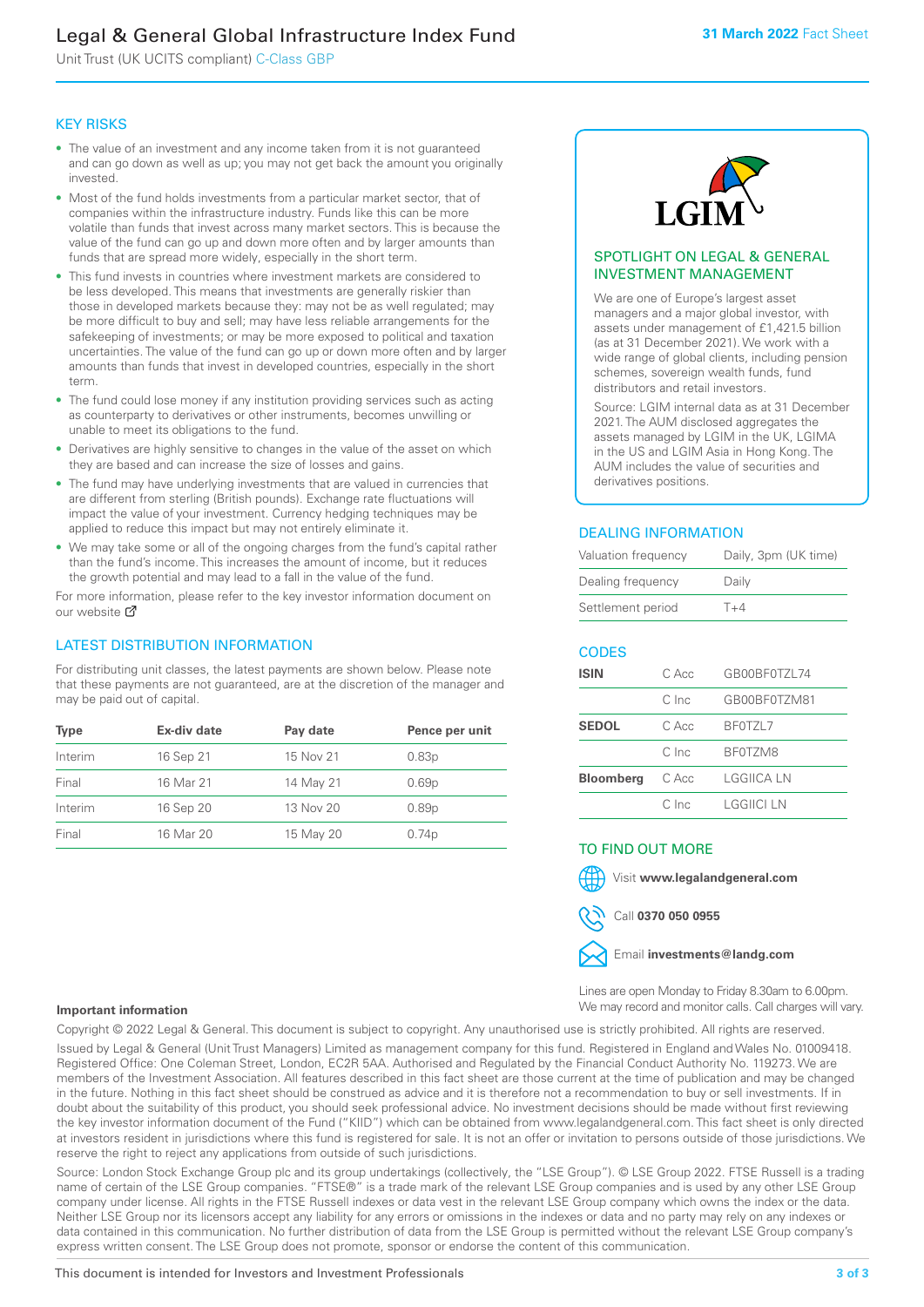# Legal & General Global Infrastructure Index Fund

Unit Trust (UK UCITS compliant) C-Class GBP

31 March 2022 Fact Sheet

## KEY RISKS

- The value of an investment and any income taken from it is not guaranteed and can go down as well as up; you may not get back the amount you originally invested.
- Most of the fund holds investments from a particular market sector, that of companies within the infrastructure industry. Funds like this can be more volatile than funds that invest across many market sectors. This is because the value of the fund can go up and down more often and by larger amounts than funds that are spread more widely, especially in the short term.
- This fund invests in countries where investment markets are considered to be less developed. This means that investments are generally riskier than those in developed markets because they: may not be as well regulated; may be more difficult to buy and sell; may have less reliable arrangements for the safekeeping of investments; or may be more exposed to political and taxation uncertainties. The value of the fund can go up or down more often and by larger amounts than funds that invest in developed countries, especially in the short term.
- The fund could lose money if any institution providing services such as acting as counterparty to derivatives or other instruments, becomes unwilling or unable to meet its obligations to the fund.
- Derivatives are highly sensitive to changes in the value of the asset on which they are based and can increase the size of losses and gains.
- The fund may have underlying investments that are valued in currencies that are different from sterling (British pounds). Exchange rate fluctuations will impact the value of your investment. Currency hedging techniques may be applied to reduce this impact but may not entirely eliminate it.
- We may take some or all of the ongoing charges from the fund's capital rather than the fund's income. This increases the amount of income, but it reduces the growth potential and may lead to a fall in the value of the fund.

For more information, please refer to the key investor information document on our website

## LATEST DISTRIBUTION INFORMATION

For distributing unit classes, the latest payments are shown below. Please note that these payments are not guaranteed, are at the discretion of the manager and may be paid out of capital.

| Type | Ex-div date | Pay date | Pence per unit |
|---|---|---|---|
| Interim | 16 Sep 21 | 15 Nov 21 | 0.83p |
| Final | 16 Mar 21 | 14 May 21 | 0.69p |
| Interim | 16 Sep 20 | 13 Nov 20 | 0.89p |
| Final | 16 Mar 20 | 15 May 20 | 0.74p |

## SPOTLIGHT ON LEGAL & GENERAL INVESTMENT MANAGEMENT

We are one of Europe's largest asset managers and a major global investor, with assets under management of £1,421.5 billion (as at 31 December 2021). We work with a wide range of global clients, including pension schemes, sovereign wealth funds, fund distributors and retail investors.

Source: LGIM internal data as at 31 December 2021. The AUM disclosed aggregates the assets managed by LGIM in the UK, LGIMA in the US and LGIM Asia in Hong Kong. The AUM includes the value of securities and derivatives positions.

## DEALING INFORMATION

| | |
|---|---|
| Valuation frequency | Daily, 3pm (UK time) |
| Dealing frequency | Daily |
| Settlement period | T+4 |

## CODES

| | | |
|---|---|---|
| **ISIN** | C Acc | GB00BF0TZL74 |
| | C Inc | GB00BF0TZM81 |
| **SEDOL** | C Acc | BF0TZL7 |
| | C Inc | BF0TZM8 |
| **Bloomberg** | C Acc | LGGIICA LN |
| | C Inc | LGGIICI LN |

## TO FIND OUT MORE

Visit **www.legalandgeneral.com**

Call **0370 050 0955**

Email **investments@landg.com**

Lines are open Monday to Friday 8.30am to 6.00pm. We may record and monitor calls. Call charges will vary.

**Important information**

Copyright © 2022 Legal & General. This document is subject to copyright. Any unauthorised use is strictly prohibited. All rights are reserved.

Issued by Legal & General (Unit Trust Managers) Limited as management company for this fund. Registered in England and Wales No. 01009418. Registered Office: One Coleman Street, London, EC2R 5AA. Authorised and Regulated by the Financial Conduct Authority No. 119273. We are members of the Investment Association. All features described in this fact sheet are those current at the time of publication and may be changed in the future. Nothing in this fact sheet should be construed as advice and it is therefore not a recommendation to buy or sell investments. If in doubt about the suitability of this product, you should seek professional advice. No investment decisions should be made without first reviewing the key investor information document of the Fund ("KIID") which can be obtained from www.legalandgeneral.com. This fact sheet is only directed at investors resident in jurisdictions where this fund is registered for sale. It is not an offer or invitation to persons outside of those jurisdictions. We reserve the right to reject any applications from outside of such jurisdictions.

Source: London Stock Exchange Group plc and its group undertakings (collectively, the "LSE Group"). © LSE Group 2022. FTSE Russell is a trading name of certain of the LSE Group companies. "FTSE®" is a trade mark of the relevant LSE Group companies and is used by any other LSE Group company under license. All rights in the FTSE Russell indexes or data vest in the relevant LSE Group company which owns the index or the data. Neither LSE Group nor its licensors accept any liability for any errors or omissions in the indexes or data and no party may rely on any indexes or data contained in this communication. No further distribution of data from the LSE Group is permitted without the relevant LSE Group company's express written consent. The LSE Group does not promote, sponsor or endorse the content of this communication.

This document is intended for Investors and Investment Professionals